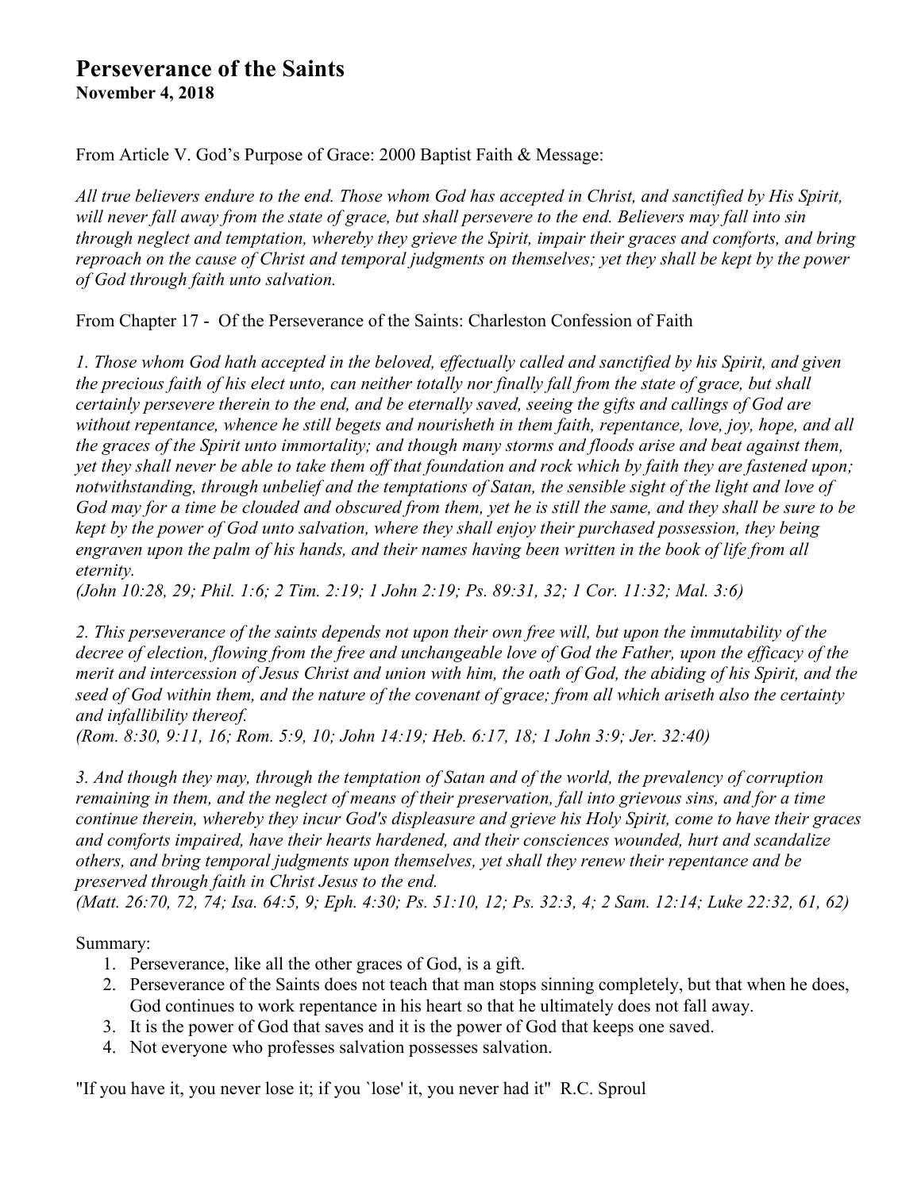# Perseverance of the Saints

**November 4, 2018**

From Article V. God's Purpose of Grace: 2000 Baptist Faith & Message:

*All true believers endure to the end. Those whom God has accepted in Christ, and sanctified by His Spirit, will never fall away from the state of grace, but shall persevere to the end. Believers may fall into sin through neglect and temptation, whereby they grieve the Spirit, impair their graces and comforts, and bring reproach on the cause of Christ and temporal judgments on themselves; yet they shall be kept by the power of God through faith unto salvation.*

From Chapter 17 - Of the Perseverance of the Saints: Charleston Confession of Faith

*1. Those whom God hath accepted in the beloved, effectually called and sanctified by his Spirit, and given the precious faith of his elect unto, can neither totally nor finally fall from the state of grace, but shall certainly persevere therein to the end, and be eternally saved, seeing the gifts and callings of God are without repentance, whence he still begets and nourisheth in them faith, repentance, love, joy, hope, and all the graces of the Spirit unto immortality; and though many storms and floods arise and beat against them, yet they shall never be able to take them off that foundation and rock which by faith they are fastened upon; notwithstanding, through unbelief and the temptations of Satan, the sensible sight of the light and love of God may for a time be clouded and obscured from them, yet he is still the same, and they shall be sure to be kept by the power of God unto salvation, where they shall enjoy their purchased possession, they being engraven upon the palm of his hands, and their names having been written in the book of life from all eternity.*
*(John 10:28, 29; Phil. 1:6; 2 Tim. 2:19; 1 John 2:19; Ps. 89:31, 32; 1 Cor. 11:32; Mal. 3:6)*

*2. This perseverance of the saints depends not upon their own free will, but upon the immutability of the decree of election, flowing from the free and unchangeable love of God the Father, upon the efficacy of the merit and intercession of Jesus Christ and union with him, the oath of God, the abiding of his Spirit, and the seed of God within them, and the nature of the covenant of grace; from all which ariseth also the certainty and infallibility thereof.*
*(Rom. 8:30, 9:11, 16; Rom. 5:9, 10; John 14:19; Heb. 6:17, 18; 1 John 3:9; Jer. 32:40)*

*3. And though they may, through the temptation of Satan and of the world, the prevalency of corruption remaining in them, and the neglect of means of their preservation, fall into grievous sins, and for a time continue therein, whereby they incur God's displeasure and grieve his Holy Spirit, come to have their graces and comforts impaired, have their hearts hardened, and their consciences wounded, hurt and scandalize others, and bring temporal judgments upon themselves, yet shall they renew their repentance and be preserved through faith in Christ Jesus to the end.*
*(Matt. 26:70, 72, 74; Isa. 64:5, 9; Eph. 4:30; Ps. 51:10, 12; Ps. 32:3, 4; 2 Sam. 12:14; Luke 22:32, 61, 62)*

Summary:

1. Perseverance, like all the other graces of God, is a gift.
2. Perseverance of the Saints does not teach that man stops sinning completely, but that when he does, God continues to work repentance in his heart so that he ultimately does not fall away.
3. It is the power of God that saves and it is the power of God that keeps one saved.
4. Not everyone who professes salvation possesses salvation.

"If you have it, you never lose it; if you `lose' it, you never had it" R.C. Sproul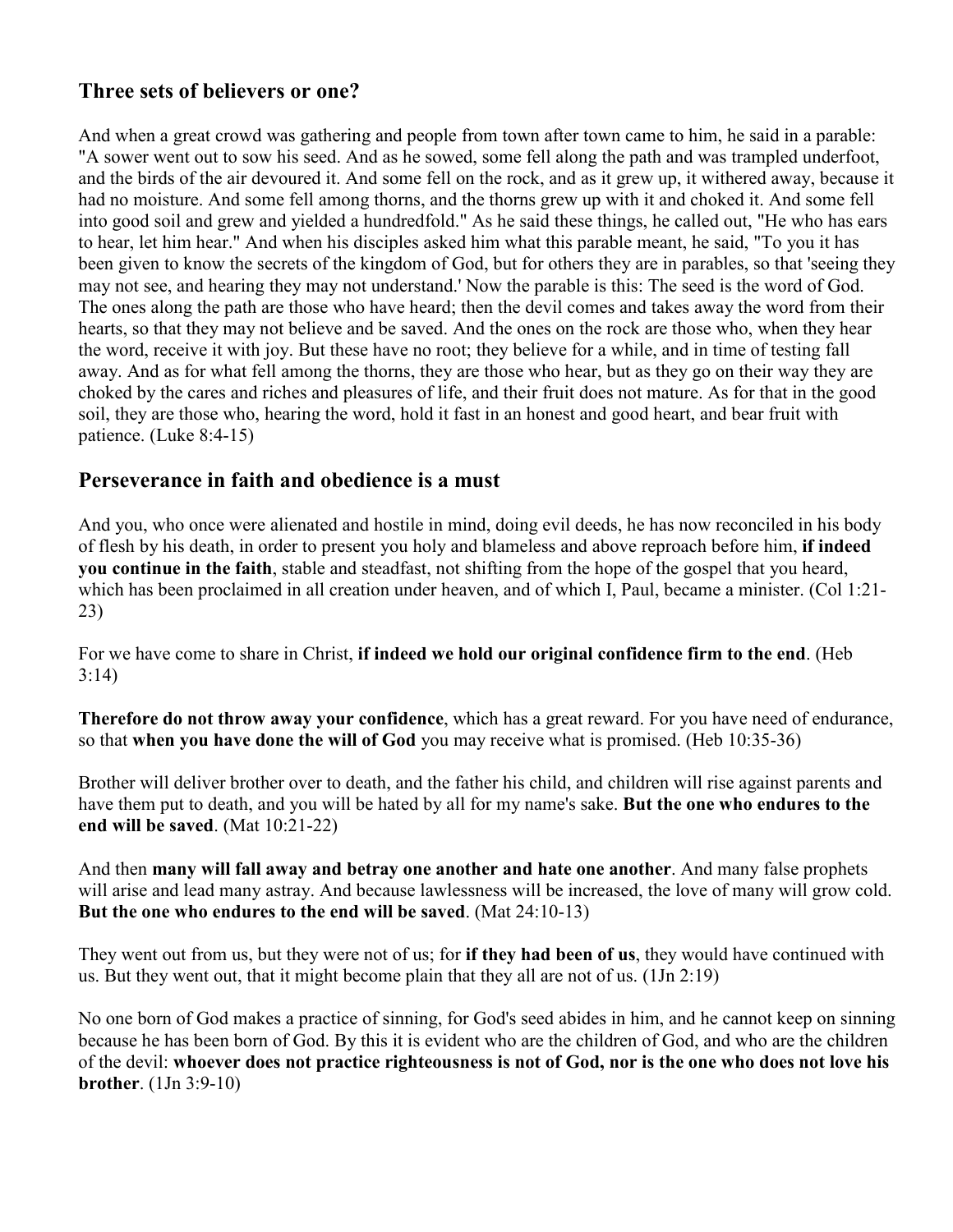## Three sets of believers or one?

And when a great crowd was gathering and people from town after town came to him, he said in a parable: "A sower went out to sow his seed. And as he sowed, some fell along the path and was trampled underfoot, and the birds of the air devoured it. And some fell on the rock, and as it grew up, it withered away, because it had no moisture. And some fell among thorns, and the thorns grew up with it and choked it. And some fell into good soil and grew and yielded a hundredfold." As he said these things, he called out, "He who has ears to hear, let him hear." And when his disciples asked him what this parable meant, he said, "To you it has been given to know the secrets of the kingdom of God, but for others they are in parables, so that 'seeing they may not see, and hearing they may not understand.' Now the parable is this: The seed is the word of God. The ones along the path are those who have heard; then the devil comes and takes away the word from their hearts, so that they may not believe and be saved. And the ones on the rock are those who, when they hear the word, receive it with joy. But these have no root; they believe for a while, and in time of testing fall away. And as for what fell among the thorns, they are those who hear, but as they go on their way they are choked by the cares and riches and pleasures of life, and their fruit does not mature. As for that in the good soil, they are those who, hearing the word, hold it fast in an honest and good heart, and bear fruit with patience. (Luke 8:4-15)

## Perseverance in faith and obedience is a must

And you, who once were alienated and hostile in mind, doing evil deeds, he has now reconciled in his body of flesh by his death, in order to present you holy and blameless and above reproach before him, **if indeed you continue in the faith**, stable and steadfast, not shifting from the hope of the gospel that you heard, which has been proclaimed in all creation under heaven, and of which I, Paul, became a minister. (Col 1:21-23)

For we have come to share in Christ, **if indeed we hold our original confidence firm to the end**. (Heb 3:14)

**Therefore do not throw away your confidence**, which has a great reward. For you have need of endurance, so that **when you have done the will of God** you may receive what is promised. (Heb 10:35-36)

Brother will deliver brother over to death, and the father his child, and children will rise against parents and have them put to death, and you will be hated by all for my name's sake. **But the one who endures to the end will be saved**. (Mat 10:21-22)

And then **many will fall away and betray one another and hate one another**. And many false prophets will arise and lead many astray. And because lawlessness will be increased, the love of many will grow cold. **But the one who endures to the end will be saved**. (Mat 24:10-13)

They went out from us, but they were not of us; for **if they had been of us**, they would have continued with us. But they went out, that it might become plain that they all are not of us. (1Jn 2:19)

No one born of God makes a practice of sinning, for God's seed abides in him, and he cannot keep on sinning because he has been born of God. By this it is evident who are the children of God, and who are the children of the devil: **whoever does not practice righteousness is not of God, nor is the one who does not love his brother**. (1Jn 3:9-10)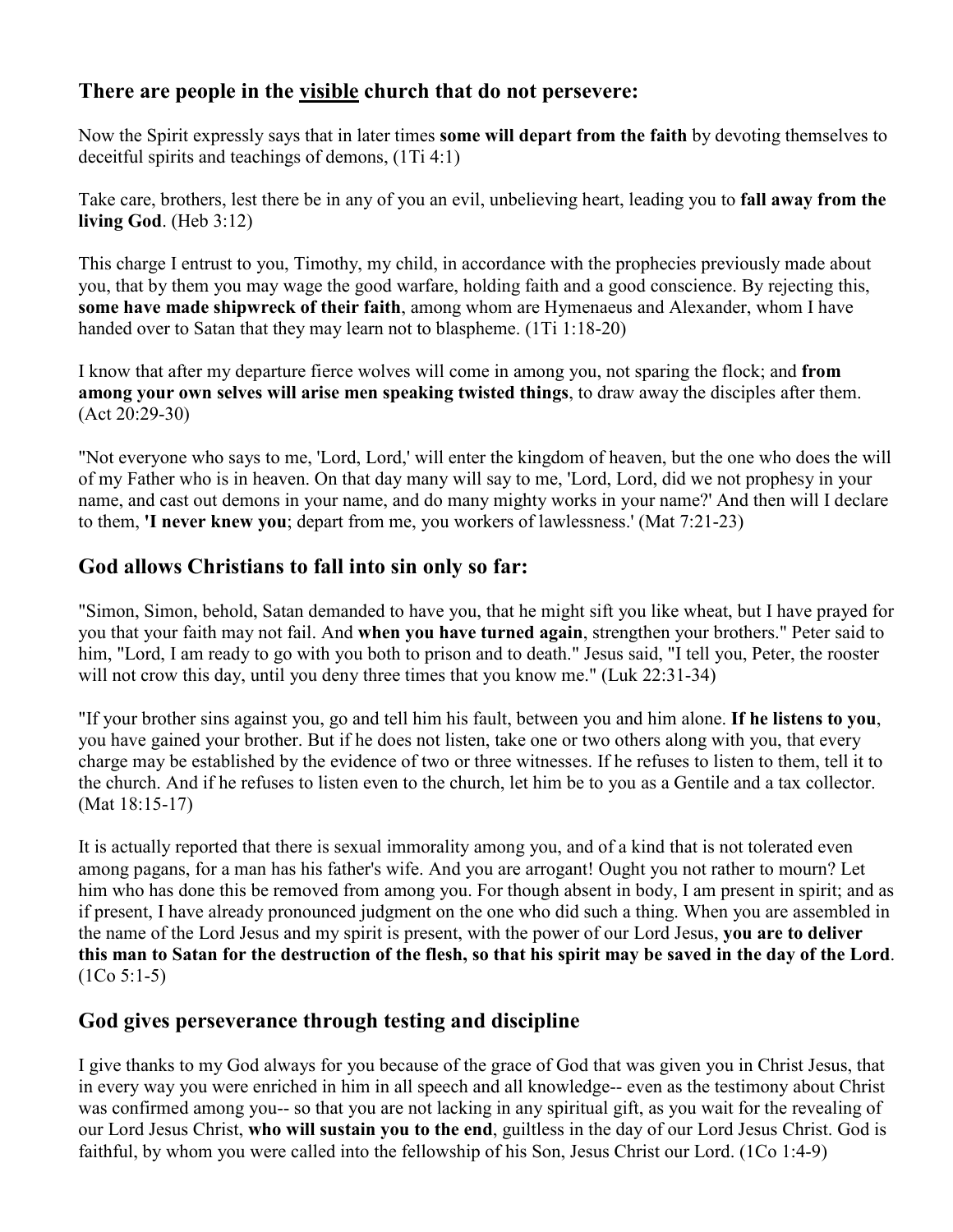## There are people in the <u>visible</u> church that do not persevere:

Now the Spirit expressly says that in later times **some will depart from the faith** by devoting themselves to deceitful spirits and teachings of demons, (1Ti 4:1)

Take care, brothers, lest there be in any of you an evil, unbelieving heart, leading you to **fall away from the living God**. (Heb 3:12)

This charge I entrust to you, Timothy, my child, in accordance with the prophecies previously made about you, that by them you may wage the good warfare, holding faith and a good conscience. By rejecting this, **some have made shipwreck of their faith**, among whom are Hymenaeus and Alexander, whom I have handed over to Satan that they may learn not to blaspheme. (1Ti 1:18-20)

I know that after my departure fierce wolves will come in among you, not sparing the flock; and **from among your own selves will arise men speaking twisted things**, to draw away the disciples after them. (Act 20:29-30)

"Not everyone who says to me, 'Lord, Lord,' will enter the kingdom of heaven, but the one who does the will of my Father who is in heaven. On that day many will say to me, 'Lord, Lord, did we not prophesy in your name, and cast out demons in your name, and do many mighty works in your name?' And then will I declare to them, **'I never knew you**; depart from me, you workers of lawlessness.' (Mat 7:21-23)

## God allows Christians to fall into sin only so far:

"Simon, Simon, behold, Satan demanded to have you, that he might sift you like wheat, but I have prayed for you that your faith may not fail. And **when you have turned again**, strengthen your brothers." Peter said to him, "Lord, I am ready to go with you both to prison and to death." Jesus said, "I tell you, Peter, the rooster will not crow this day, until you deny three times that you know me." (Luk 22:31-34)

"If your brother sins against you, go and tell him his fault, between you and him alone. **If he listens to you**, you have gained your brother. But if he does not listen, take one or two others along with you, that every charge may be established by the evidence of two or three witnesses. If he refuses to listen to them, tell it to the church. And if he refuses to listen even to the church, let him be to you as a Gentile and a tax collector. (Mat 18:15-17)

It is actually reported that there is sexual immorality among you, and of a kind that is not tolerated even among pagans, for a man has his father's wife. And you are arrogant! Ought you not rather to mourn? Let him who has done this be removed from among you. For though absent in body, I am present in spirit; and as if present, I have already pronounced judgment on the one who did such a thing. When you are assembled in the name of the Lord Jesus and my spirit is present, with the power of our Lord Jesus, **you are to deliver this man to Satan for the destruction of the flesh, so that his spirit may be saved in the day of the Lord**. (1Co 5:1-5)

## God gives perseverance through testing and discipline

I give thanks to my God always for you because of the grace of God that was given you in Christ Jesus, that in every way you were enriched in him in all speech and all knowledge-- even as the testimony about Christ was confirmed among you-- so that you are not lacking in any spiritual gift, as you wait for the revealing of our Lord Jesus Christ, **who will sustain you to the end**, guiltless in the day of our Lord Jesus Christ. God is faithful, by whom you were called into the fellowship of his Son, Jesus Christ our Lord. (1Co 1:4-9)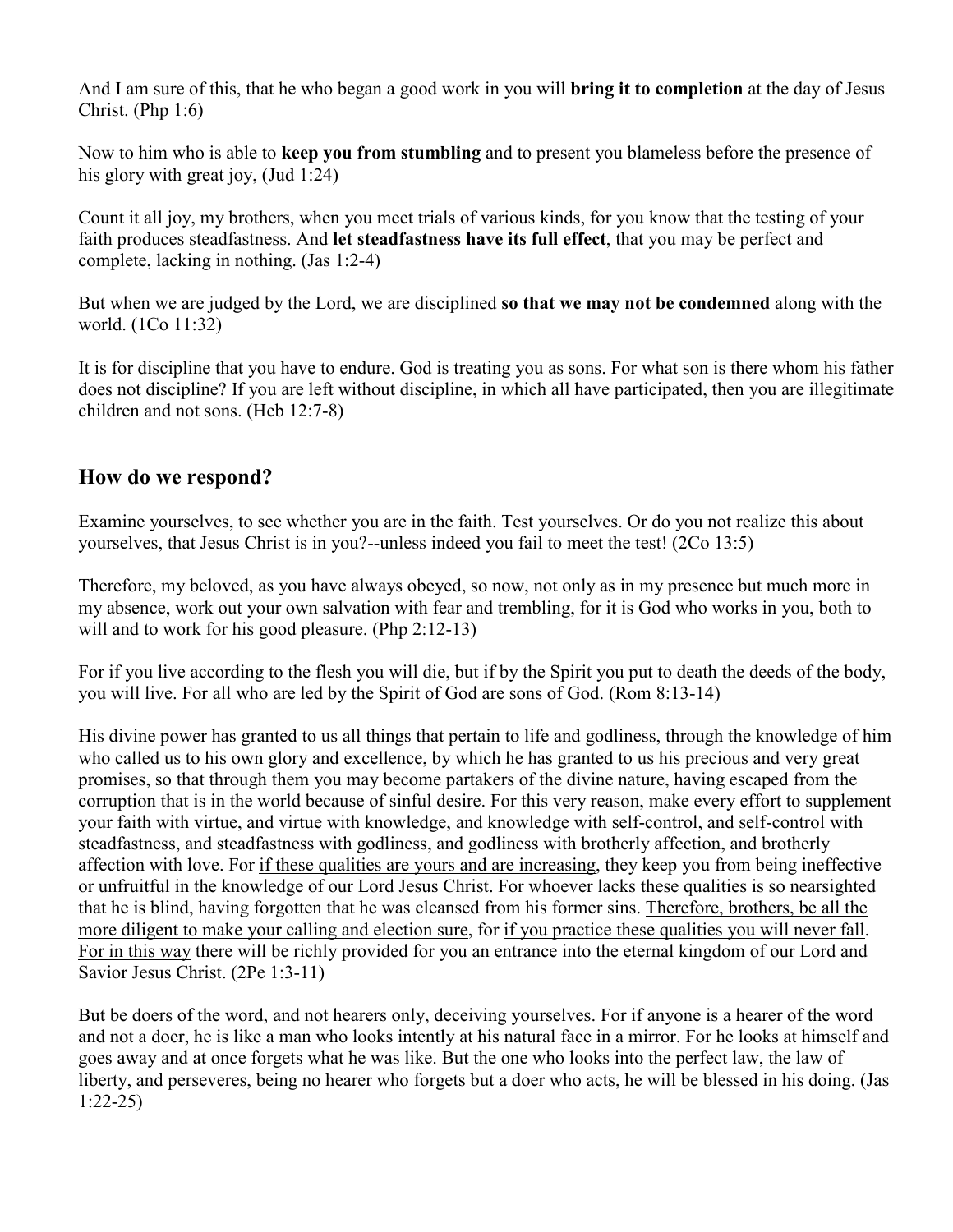And I am sure of this, that he who began a good work in you will **bring it to completion** at the day of Jesus Christ. (Php 1:6)

Now to him who is able to **keep you from stumbling** and to present you blameless before the presence of his glory with great joy, (Jud 1:24)

Count it all joy, my brothers, when you meet trials of various kinds, for you know that the testing of your faith produces steadfastness. And **let steadfastness have its full effect**, that you may be perfect and complete, lacking in nothing. (Jas 1:2-4)

But when we are judged by the Lord, we are disciplined **so that we may not be condemned** along with the world. (1Co 11:32)

It is for discipline that you have to endure. God is treating you as sons. For what son is there whom his father does not discipline? If you are left without discipline, in which all have participated, then you are illegitimate children and not sons. (Heb 12:7-8)

## How do we respond?

Examine yourselves, to see whether you are in the faith. Test yourselves. Or do you not realize this about yourselves, that Jesus Christ is in you?--unless indeed you fail to meet the test! (2Co 13:5)

Therefore, my beloved, as you have always obeyed, so now, not only as in my presence but much more in my absence, work out your own salvation with fear and trembling, for it is God who works in you, both to will and to work for his good pleasure. (Php 2:12-13)

For if you live according to the flesh you will die, but if by the Spirit you put to death the deeds of the body, you will live. For all who are led by the Spirit of God are sons of God. (Rom 8:13-14)

His divine power has granted to us all things that pertain to life and godliness, through the knowledge of him who called us to his own glory and excellence, by which he has granted to us his precious and very great promises, so that through them you may become partakers of the divine nature, having escaped from the corruption that is in the world because of sinful desire. For this very reason, make every effort to supplement your faith with virtue, and virtue with knowledge, and knowledge with self-control, and self-control with steadfastness, and steadfastness with godliness, and godliness with brotherly affection, and brotherly affection with love. For <u>if these qualities are yours and are increasing</u>, they keep you from being ineffective or unfruitful in the knowledge of our Lord Jesus Christ. For whoever lacks these qualities is so nearsighted that he is blind, having forgotten that he was cleansed from his former sins. <u>Therefore, brothers, be all the more diligent to make your calling and election sure</u>, for <u>if you practice these qualities you will never fall</u>. <u>For in this way</u> there will be richly provided for you an entrance into the eternal kingdom of our Lord and Savior Jesus Christ. (2Pe 1:3-11)

But be doers of the word, and not hearers only, deceiving yourselves. For if anyone is a hearer of the word and not a doer, he is like a man who looks intently at his natural face in a mirror. For he looks at himself and goes away and at once forgets what he was like. But the one who looks into the perfect law, the law of liberty, and perseveres, being no hearer who forgets but a doer who acts, he will be blessed in his doing. (Jas 1:22-25)